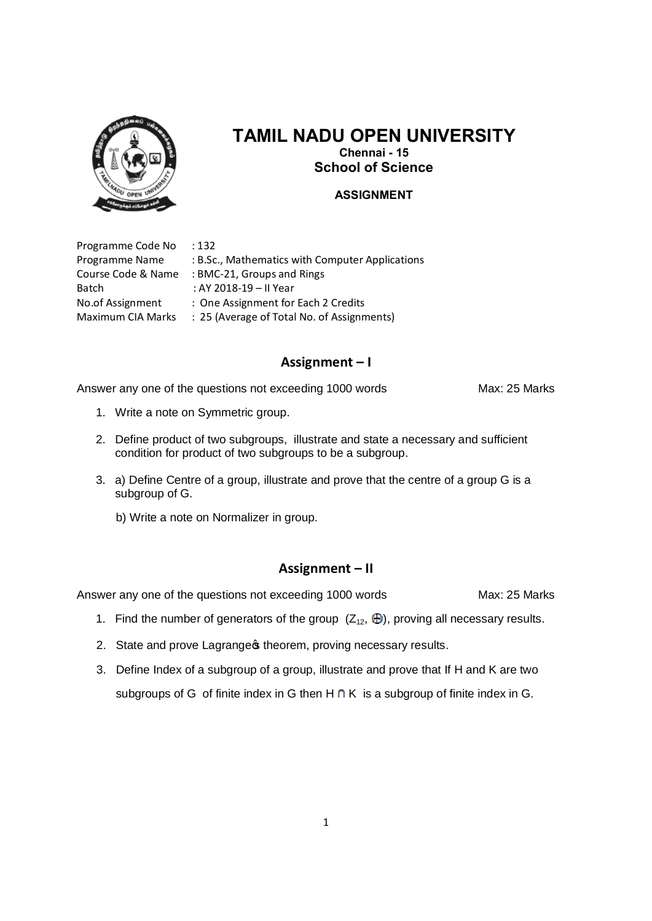# TAMIL NADU OPEN UNIVERSITY

**Chennai - 15**

## School of Science

**ASSIGNMENT**

| | |
|---|---|
| Programme Code No | : 132 |
| Programme Name | : B.Sc., Mathematics with Computer Applications |
| Course Code & Name | : BMC-21, Groups and Rings |
| Batch | : AY 2018-19 – II Year |
| No.of Assignment | : One Assignment for Each 2 Credits |
| Maximum CIA Marks | : 25 (Average of Total No. of Assignments) |

## Assignment – I

Answer any one of the questions not exceeding 1000 words Max: 25 Marks

1. Write a note on Symmetric group.
2. Define product of two subgroups, illustrate and state a necessary and sufficient condition for product of two subgroups to be a subgroup.
3. a) Define Centre of a group, illustrate and prove that the centre of a group G is a subgroup of G.

   b) Write a note on Normalizer in group.

## Assignment – II

Answer any one of the questions not exceeding 1000 words Max: 25 Marks

1. Find the number of generators of the group $(Z_{12}, \oplus)$, proving all necessary results.
2. State and prove Lagrange's theorem, proving necessary results.
3. Define Index of a subgroup of a group, illustrate and prove that If H and K are two subgroups of G of finite index in G then $H \cap K$ is a subgroup of finite index in G.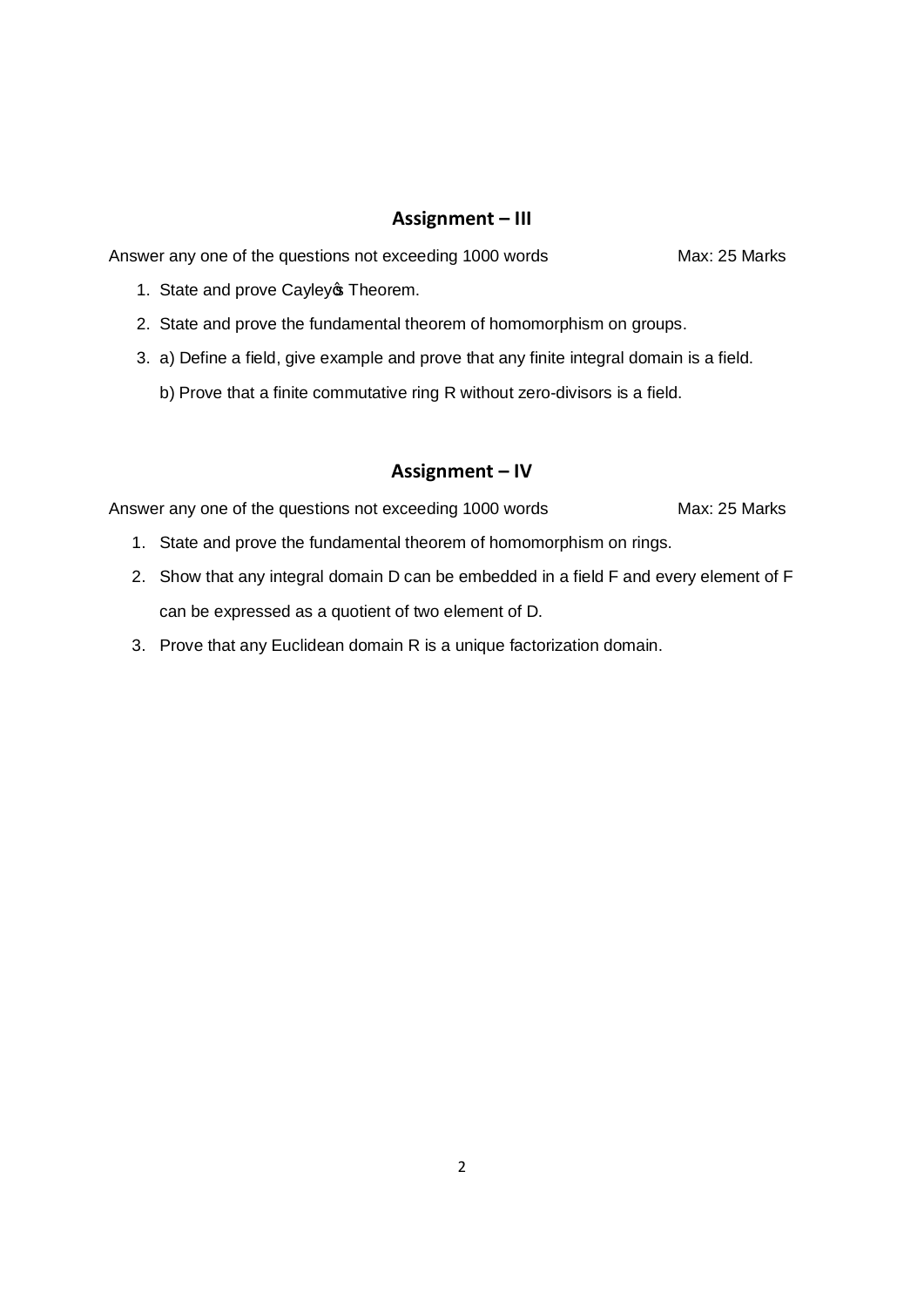## Assignment – III

Answer any one of the questions not exceeding 1000 words — Max: 25 Marks

1. State and prove Cayley's Theorem.
2. State and prove the fundamental theorem of homomorphism on groups.
3. a) Define a field, give example and prove that any finite integral domain is a field.

   b) Prove that a finite commutative ring R without zero-divisors is a field.

## Assignment – IV

Answer any one of the questions not exceeding 1000 words — Max: 25 Marks

1. State and prove the fundamental theorem of homomorphism on rings.
2. Show that any integral domain D can be embedded in a field F and every element of F can be expressed as a quotient of two element of D.
3. Prove that any Euclidean domain R is a unique factorization domain.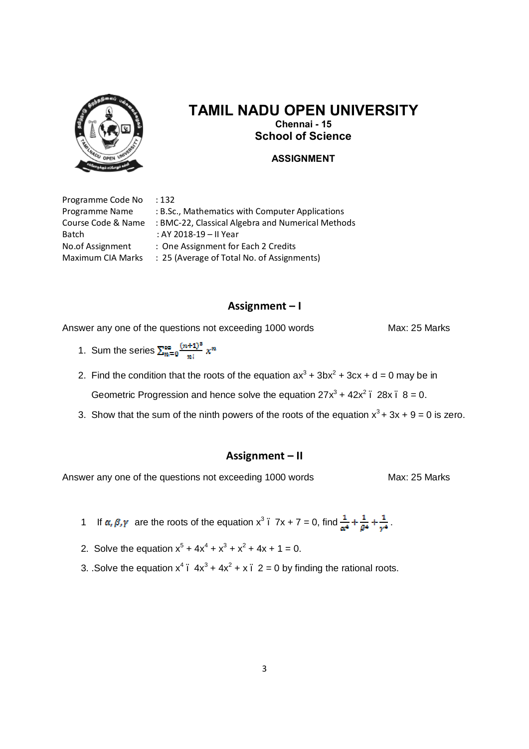# TAMIL NADU OPEN UNIVERSITY

**Chennai - 15**

**School of Science**

**ASSIGNMENT**

Programme Code No : 132
Programme Name : B.Sc., Mathematics with Computer Applications
Course Code & Name : BMC-22, Classical Algebra and Numerical Methods
Batch : AY 2018-19 – II Year
No.of Assignment : One Assignment for Each 2 Credits
Maximum CIA Marks : 25 (Average of Total No. of Assignments)

## Assignment – I

Answer any one of the questions not exceeding 1000 words    Max: 25 Marks

1. Sum the series $\sum_{n=0}^{\infty} \frac{(n+1)^3}{n!} x^n$
2. Find the condition that the roots of the equation $ax^3 + 3bx^2 + 3cx + d = 0$ may be in Geometric Progression and hence solve the equation $27x^3 + 42x^2 - 28x - 8 = 0$.
3. Show that the sum of the ninth powers of the roots of the equation $x^3 + 3x + 9 = 0$ is zero.

## Assignment – II

Answer any one of the questions not exceeding 1000 words    Max: 25 Marks

1. If $\alpha, \beta, \gamma$ are the roots of the equation $x^3 - 7x + 7 = 0$, find $\frac{1}{\alpha^4} + \frac{1}{\beta^4} + \frac{1}{\gamma^4}$.
2. Solve the equation $x^5 + 4x^4 + x^3 + x^2 + 4x + 1 = 0$.
3. .Solve the equation $x^4 - 4x^3 + 4x^2 + x - 2 = 0$ by finding the rational roots.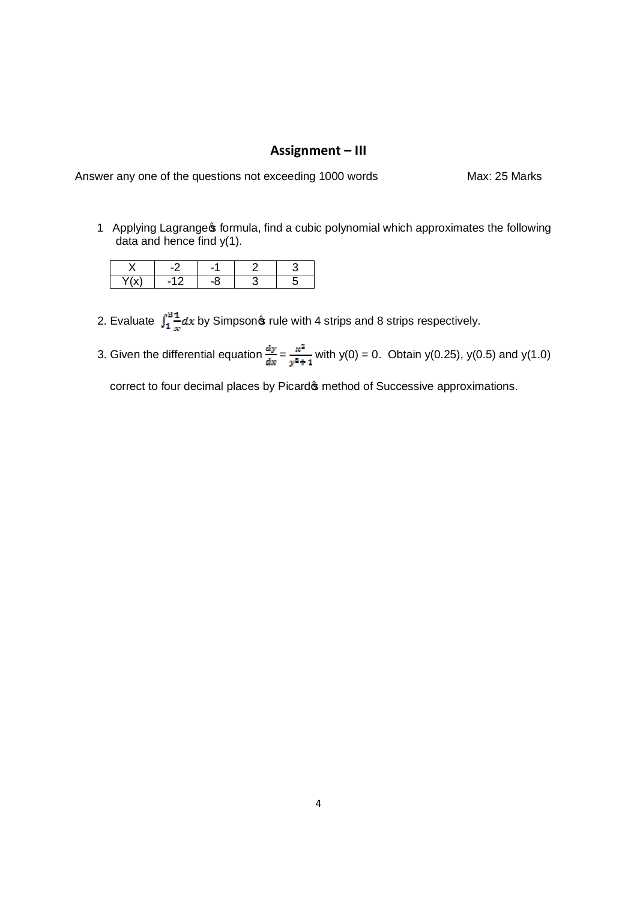## Assignment – III

Answer any one of the questions not exceeding 1000 words Max: 25 Marks

1 Applying Lagrange's formula, find a cubic polynomial which approximates the following data and hence find y(1).

| X | -2 | -1 | 2 | 3 |
|---|---|---|---|---|
| Y(x) | -12 | -8 | 3 | 5 |

2. Evaluate $\int_1^3 \frac{1}{x} dx$ by Simpson's rule with 4 strips and 8 strips respectively.

3. Given the differential equation $\frac{dy}{dx} = \frac{x^2}{y^2+1}$ with y(0) = 0. Obtain y(0.25), y(0.5) and y(1.0) correct to four decimal places by Picard's method of Successive approximations.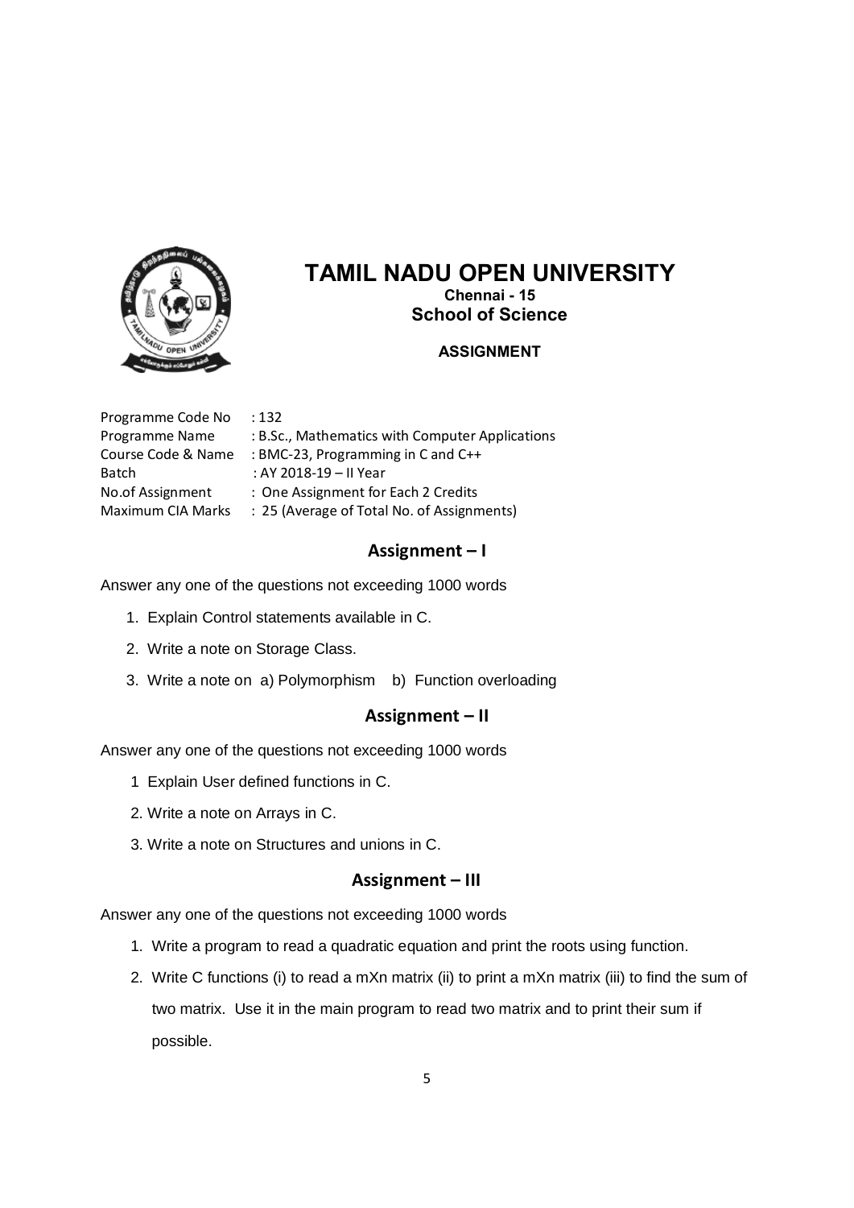# TAMIL NADU OPEN UNIVERSITY

**Chennai - 15**

**School of Science**

**ASSIGNMENT**

| | |
|---|---|
| Programme Code No | : 132 |
| Programme Name | : B.Sc., Mathematics with Computer Applications |
| Course Code & Name | : BMC-23, Programming in C and C++ |
| Batch | : AY 2018-19 – II Year |
| No.of Assignment | : One Assignment for Each 2 Credits |
| Maximum CIA Marks | : 25 (Average of Total No. of Assignments) |

## Assignment – I

Answer any one of the questions not exceeding 1000 words

1. Explain Control statements available in C.
2. Write a note on Storage Class.
3. Write a note on a) Polymorphism b) Function overloading

## Assignment – II

Answer any one of the questions not exceeding 1000 words

1. Explain User defined functions in C.
2. Write a note on Arrays in C.
3. Write a note on Structures and unions in C.

## Assignment – III

Answer any one of the questions not exceeding 1000 words

1. Write a program to read a quadratic equation and print the roots using function.
2. Write C functions (i) to read a mXn matrix (ii) to print a mXn matrix (iii) to find the sum of two matrix. Use it in the main program to read two matrix and to print their sum if possible.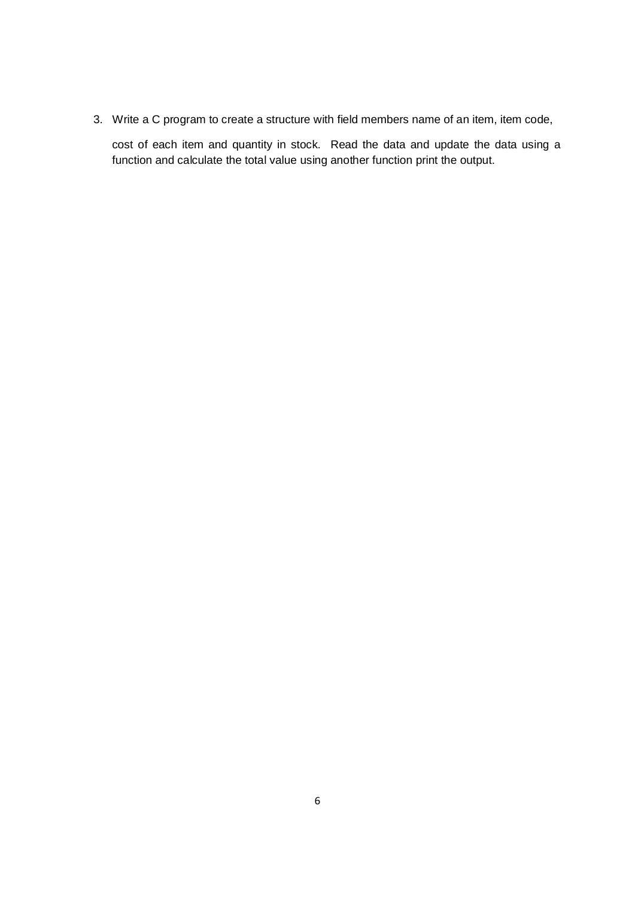3. Write a C program to create a structure with field members name of an item, item code, cost of each item and quantity in stock. Read the data and update the data using a function and calculate the total value using another function print the output.